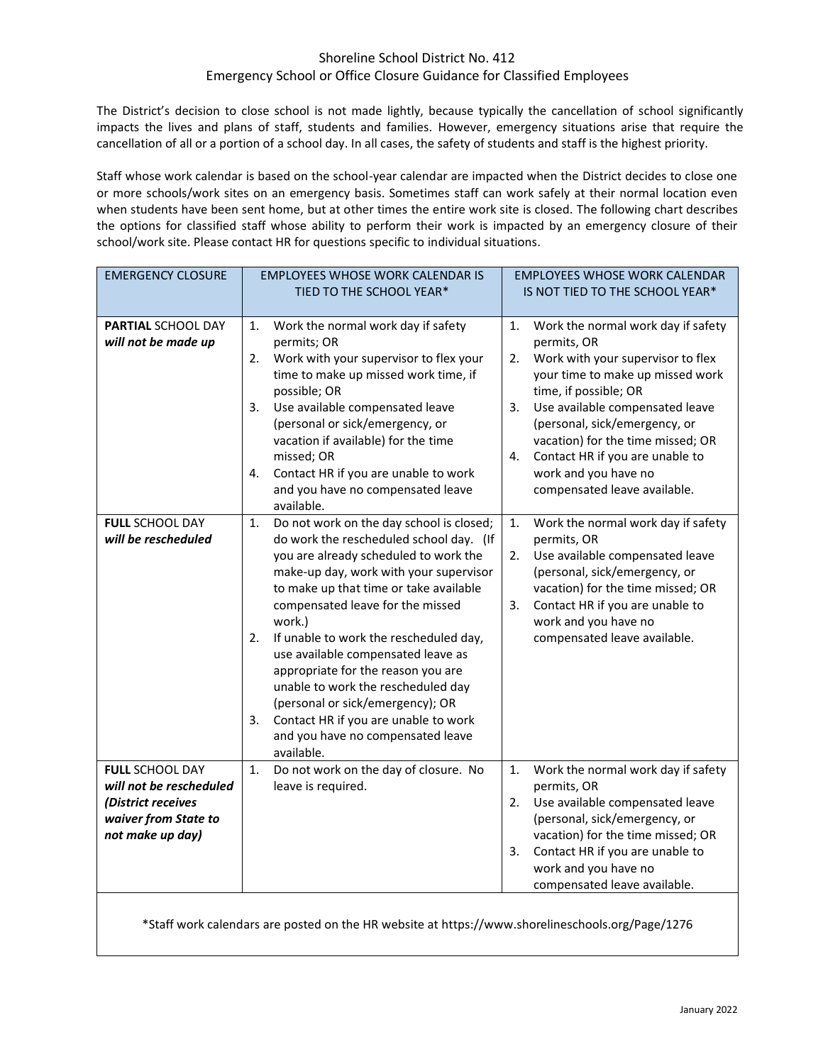# Shoreline School District No. 412
## Emergency School or Office Closure Guidance for Classified Employees

The District's decision to close school is not made lightly, because typically the cancellation of school significantly impacts the lives and plans of staff, students and families. However, emergency situations arise that require the cancellation of all or a portion of a school day. In all cases, the safety of students and staff is the highest priority.

Staff whose work calendar is based on the school-year calendar are impacted when the District decides to close one or more schools/work sites on an emergency basis. Sometimes staff can work safely at their normal location even when students have been sent home, but at other times the entire work site is closed. The following chart describes the options for classified staff whose ability to perform their work is impacted by an emergency closure of their school/work site. Please contact HR for questions specific to individual situations.

| EMERGENCY CLOSURE | EMPLOYEES WHOSE WORK CALENDAR IS TIED TO THE SCHOOL YEAR* | EMPLOYEES WHOSE WORK CALENDAR IS NOT TIED TO THE SCHOOL YEAR* |
| --- | --- | --- |
| **PARTIAL** SCHOOL DAY ***will not be made up*** | 1. Work the normal work day if safety permits; OR<br>2. Work with your supervisor to flex your time to make up missed work time, if possible; OR<br>3. Use available compensated leave (personal or sick/emergency, or vacation if available) for the time missed; OR<br>4. Contact HR if you are unable to work and you have no compensated leave available. | 1. Work the normal work day if safety permits, OR<br>2. Work with your supervisor to flex your time to make up missed work time, if possible; OR<br>3. Use available compensated leave (personal, sick/emergency, or vacation) for the time missed; OR<br>4. Contact HR if you are unable to work and you have no compensated leave available. |
| **FULL** SCHOOL DAY ***will be rescheduled*** | 1. Do not work on the day school is closed; do work the rescheduled school day. (If you are already scheduled to work the make-up day, work with your supervisor to make up that time or take available compensated leave for the missed work.)<br>2. If unable to work the rescheduled day, use available compensated leave as appropriate for the reason you are unable to work the rescheduled day (personal or sick/emergency); OR<br>3. Contact HR if you are unable to work and you have no compensated leave available. | 1. Work the normal work day if safety permits, OR<br>2. Use available compensated leave (personal, sick/emergency, or vacation) for the time missed; OR<br>3. Contact HR if you are unable to work and you have no compensated leave available. |
| **FULL** SCHOOL DAY ***will not be rescheduled (District receives waiver from State to not make up day)*** | 1. Do not work on the day of closure. No leave is required. | 1. Work the normal work day if safety permits, OR<br>2. Use available compensated leave (personal, sick/emergency, or vacation) for the time missed; OR<br>3. Contact HR if you are unable to work and you have no compensated leave available. |

*Staff work calendars are posted on the HR website at https://www.shorelineschools.org/Page/1276

January 2022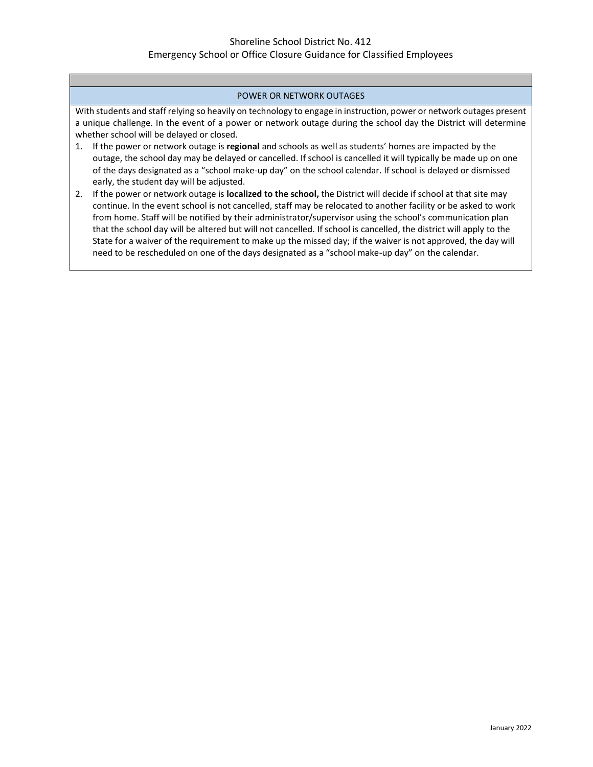## POWER OR NETWORK OUTAGES

With students and staff relying so heavily on technology to engage in instruction, power or network outages present a unique challenge. In the event of a power or network outage during the school day the District will determine whether school will be delayed or closed.

1. If the power or network outage is **regional** and schools as well as students' homes are impacted by the outage, the school day may be delayed or cancelled. If school is cancelled it will typically be made up on one of the days designated as a "school make-up day" on the school calendar. If school is delayed or dismissed early, the student day will be adjusted.
2. If the power or network outage is **localized to the school,** the District will decide if school at that site may continue. In the event school is not cancelled, staff may be relocated to another facility or be asked to work from home. Staff will be notified by their administrator/supervisor using the school's communication plan that the school day will be altered but will not cancelled. If school is cancelled, the district will apply to the State for a waiver of the requirement to make up the missed day; if the waiver is not approved, the day will need to be rescheduled on one of the days designated as a "school make-up day" on the calendar.